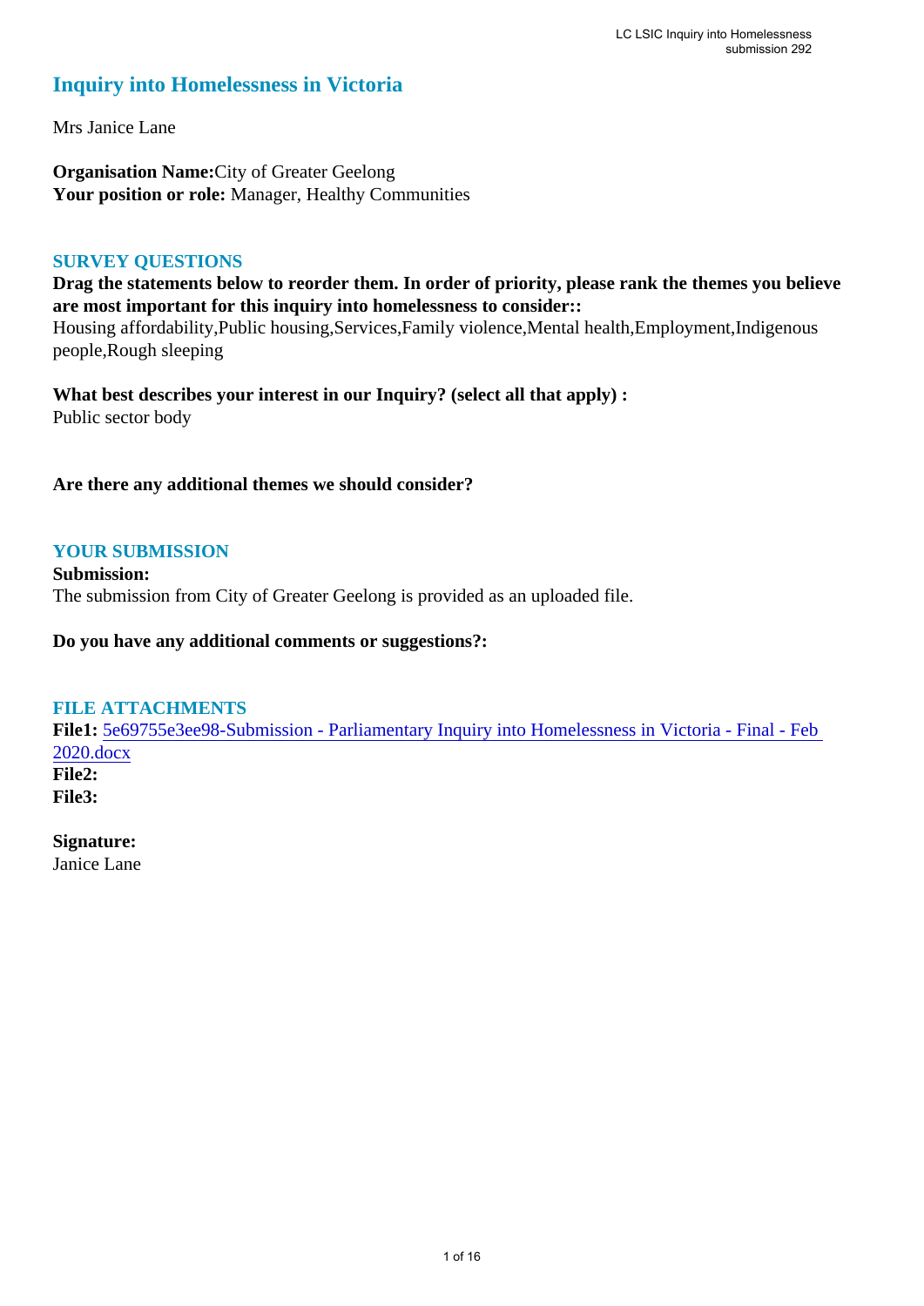# Inquiry into Homelessness in Victoria

Mrs Janice Lane

**Organisation Name:** City of Greater Geelong
**Your position or role:** Manager, Healthy Communities

## SURVEY QUESTIONS

**Drag the statements below to reorder them. In order of priority, please rank the themes you believe are most important for this inquiry into homelessness to consider::**
Housing affordability,Public housing,Services,Family violence,Mental health,Employment,Indigenous people,Rough sleeping

**What best describes your interest in our Inquiry? (select all that apply) :**
Public sector body

**Are there any additional themes we should consider?**

## YOUR SUBMISSION

**Submission:**
The submission from City of Greater Geelong is provided as an uploaded file.

**Do you have any additional comments or suggestions?:**

## FILE ATTACHMENTS

**File1:** 5e69755e3ee98-Submission - Parliamentary Inquiry into Homelessness in Victoria - Final - Feb 2020.docx
**File2:**
**File3:**

**Signature:**
Janice Lane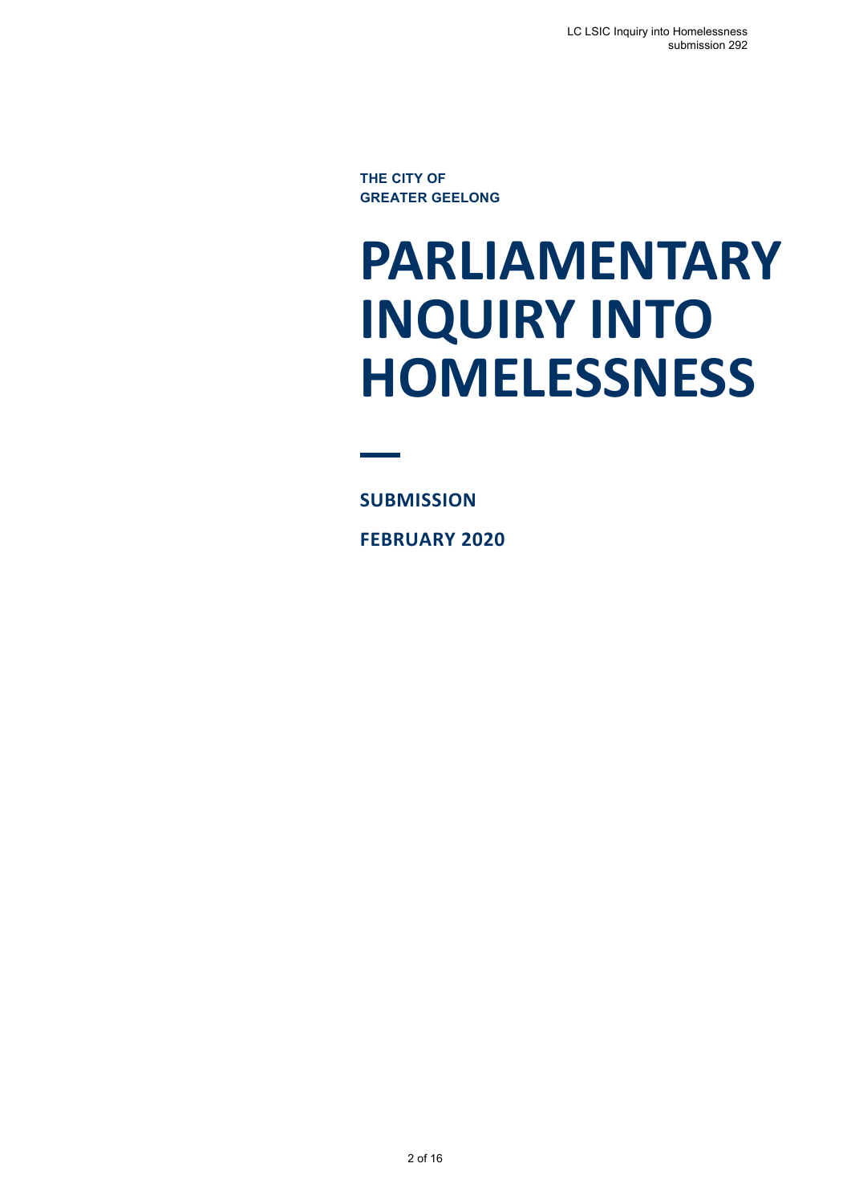**THE CITY OF GREATER GEELONG**

# PARLIAMENTARY INQUIRY INTO HOMELESSNESS

**SUBMISSION**

**FEBRUARY 2020**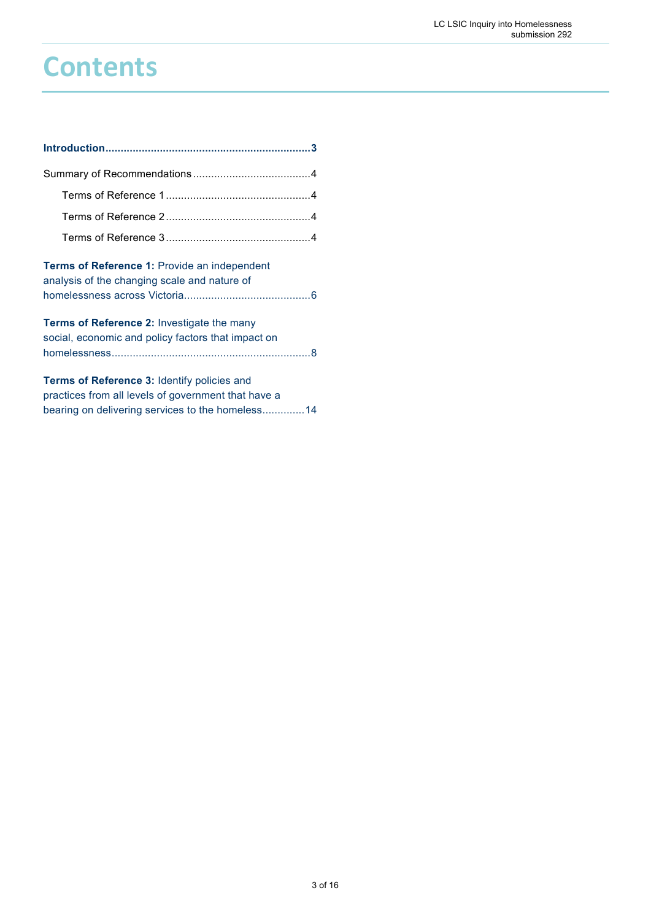# Contents

**Introduction**...................................................................**3**

Summary of Recommendations.......................................4

- Terms of Reference 1................................................4
- Terms of Reference 2................................................4
- Terms of Reference 3................................................4

**Terms of Reference 1:** Provide an independent analysis of the changing scale and nature of homelessness across Victoria..........................................6

**Terms of Reference 2:** Investigate the many social, economic and policy factors that impact on homelessness.................................................................8

**Terms of Reference 3:** Identify policies and practices from all levels of government that have a bearing on delivering services to the homeless..............14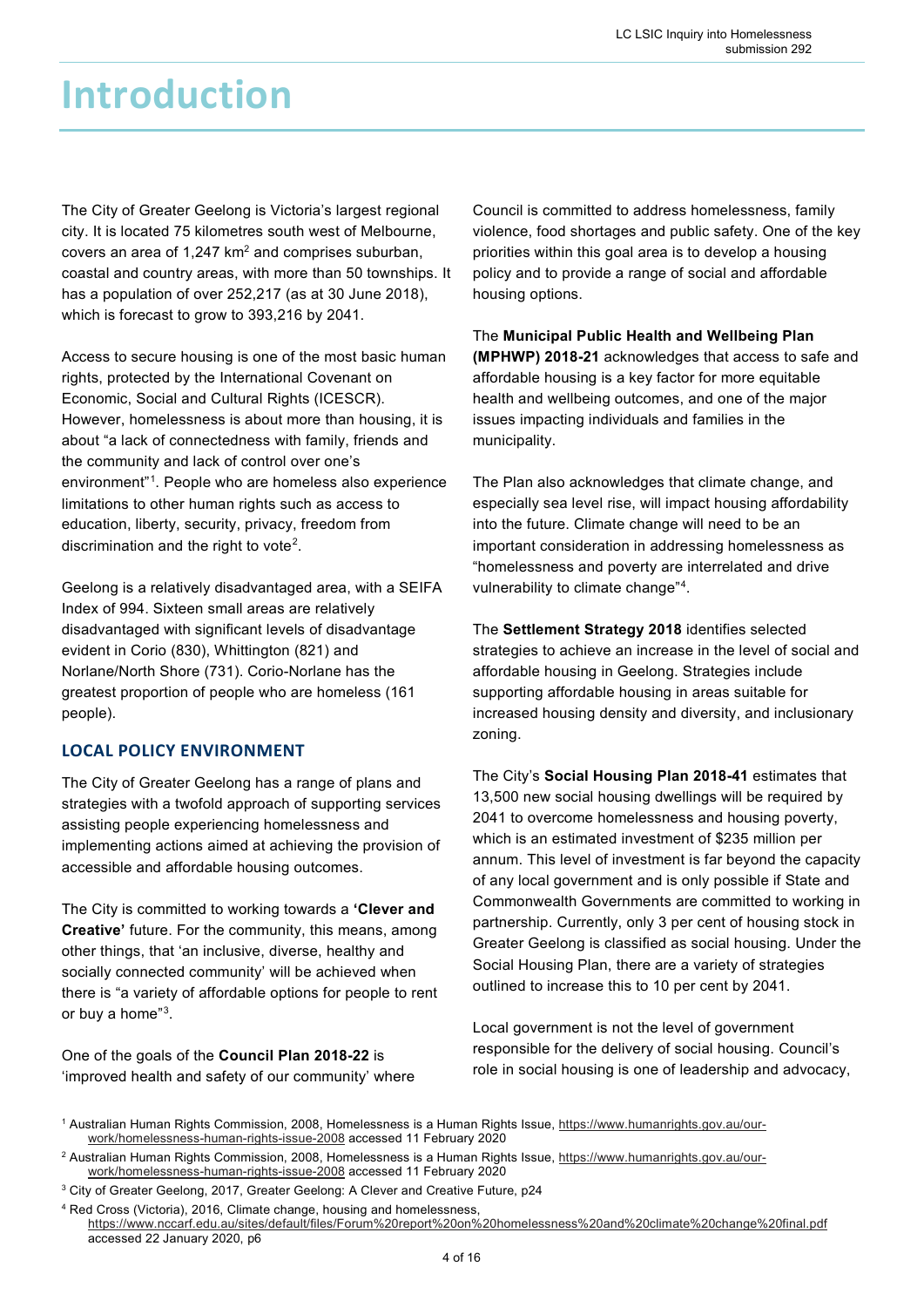# Introduction

The City of Greater Geelong is Victoria's largest regional city. It is located 75 kilometres south west of Melbourne, covers an area of 1,247 km$^2$ and comprises suburban, coastal and country areas, with more than 50 townships. It has a population of over 252,217 (as at 30 June 2018), which is forecast to grow to 393,216 by 2041.

Access to secure housing is one of the most basic human rights, protected by the International Covenant on Economic, Social and Cultural Rights (ICESCR). However, homelessness is about more than housing, it is about "a lack of connectedness with family, friends and the community and lack of control over one's environment"[1]. People who are homeless also experience limitations to other human rights such as access to education, liberty, security, privacy, freedom from discrimination and the right to vote[2].

Geelong is a relatively disadvantaged area, with a SEIFA Index of 994. Sixteen small areas are relatively disadvantaged with significant levels of disadvantage evident in Corio (830), Whittington (821) and Norlane/North Shore (731). Corio-Norlane has the greatest proportion of people who are homeless (161 people).

## LOCAL POLICY ENVIRONMENT

The City of Greater Geelong has a range of plans and strategies with a twofold approach of supporting services assisting people experiencing homelessness and implementing actions aimed at achieving the provision of accessible and affordable housing outcomes.

The City is committed to working towards a **'Clever and Creative'** future. For the community, this means, among other things, that 'an inclusive, diverse, healthy and socially connected community' will be achieved when there is "a variety of affordable options for people to rent or buy a home"[3].

One of the goals of the **Council Plan 2018-22** is 'improved health and safety of our community' where Council is committed to address homelessness, family violence, food shortages and public safety. One of the key priorities within this goal area is to develop a housing policy and to provide a range of social and affordable housing options.

The **Municipal Public Health and Wellbeing Plan (MPHWP) 2018-21** acknowledges that access to safe and affordable housing is a key factor for more equitable health and wellbeing outcomes, and one of the major issues impacting individuals and families in the municipality.

The Plan also acknowledges that climate change, and especially sea level rise, will impact housing affordability into the future. Climate change will need to be an important consideration in addressing homelessness as "homelessness and poverty are interrelated and drive vulnerability to climate change"[4].

The **Settlement Strategy 2018** identifies selected strategies to achieve an increase in the level of social and affordable housing in Geelong. Strategies include supporting affordable housing in areas suitable for increased housing density and diversity, and inclusionary zoning.

The City's **Social Housing Plan 2018-41** estimates that 13,500 new social housing dwellings will be required by 2041 to overcome homelessness and housing poverty, which is an estimated investment of $235 million per annum. This level of investment is far beyond the capacity of any local government and is only possible if State and Commonwealth Governments are committed to working in partnership. Currently, only 3 per cent of housing stock in Greater Geelong is classified as social housing. Under the Social Housing Plan, there are a variety of strategies outlined to increase this to 10 per cent by 2041.

Local government is not the level of government responsible for the delivery of social housing. Council's role in social housing is one of leadership and advocacy,

---

[1] Australian Human Rights Commission, 2008, Homelessness is a Human Rights Issue, https://www.humanrights.gov.au/our-work/homelessness-human-rights-issue-2008 accessed 11 February 2020

[2] Australian Human Rights Commission, 2008, Homelessness is a Human Rights Issue, https://www.humanrights.gov.au/our-work/homelessness-human-rights-issue-2008 accessed 11 February 2020

[3] City of Greater Geelong, 2017, Greater Geelong: A Clever and Creative Future, p24

[4] Red Cross (Victoria), 2016, Climate change, housing and homelessness, https://www.nccarf.edu.au/sites/default/files/Forum%20report%20on%20homelessness%20and%20climate%20change%20final.pdf accessed 22 January 2020, p6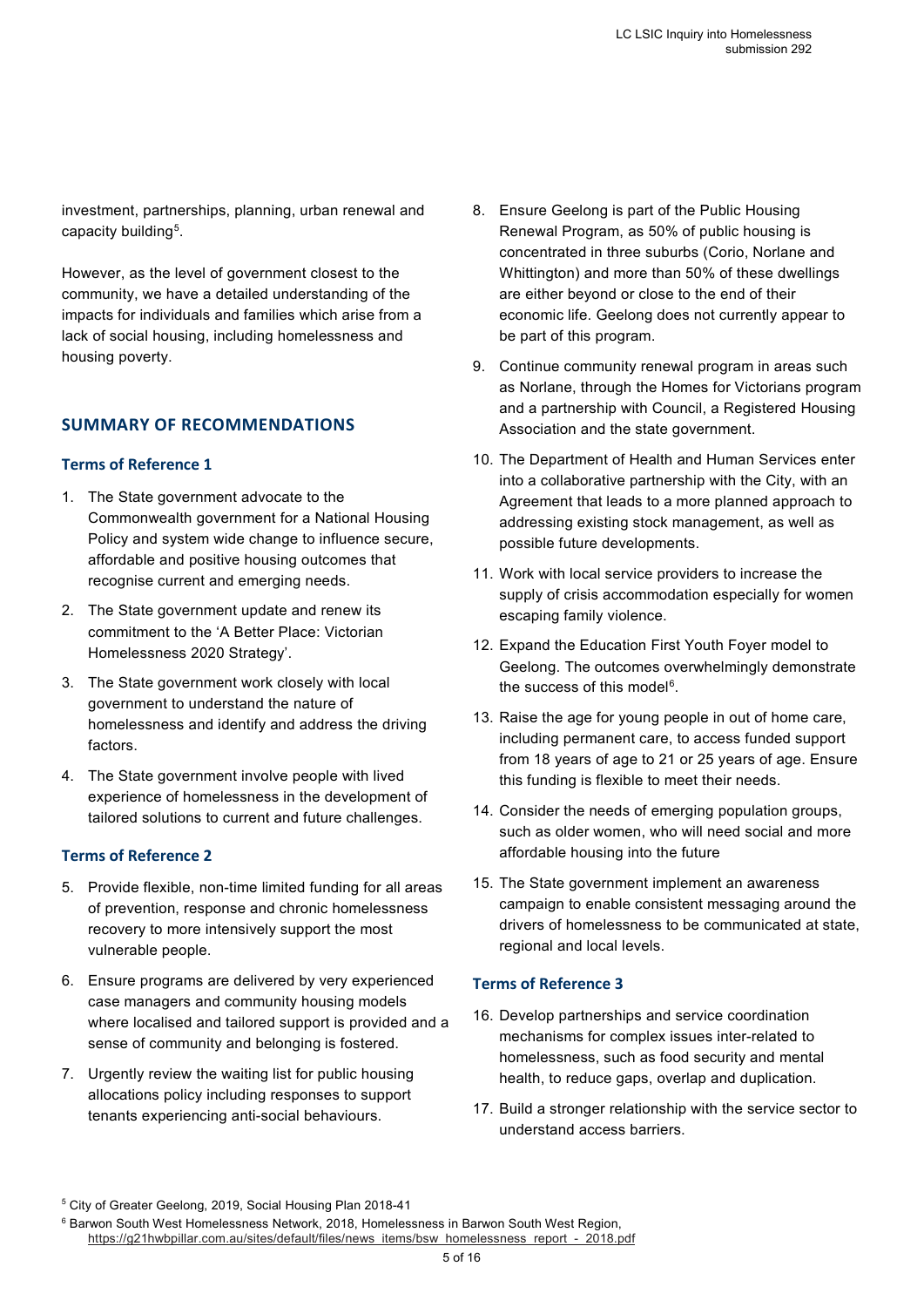investment, partnerships, planning, urban renewal and capacity building[5].

However, as the level of government closest to the community, we have a detailed understanding of the impacts for individuals and families which arise from a lack of social housing, including homelessness and housing poverty.

## SUMMARY OF RECOMMENDATIONS

### Terms of Reference 1

1. The State government advocate to the Commonwealth government for a National Housing Policy and system wide change to influence secure, affordable and positive housing outcomes that recognise current and emerging needs.
2. The State government update and renew its commitment to the 'A Better Place: Victorian Homelessness 2020 Strategy'.
3. The State government work closely with local government to understand the nature of homelessness and identify and address the driving factors.
4. The State government involve people with lived experience of homelessness in the development of tailored solutions to current and future challenges.

### Terms of Reference 2

5. Provide flexible, non-time limited funding for all areas of prevention, response and chronic homelessness recovery to more intensively support the most vulnerable people.
6. Ensure programs are delivered by very experienced case managers and community housing models where localised and tailored support is provided and a sense of community and belonging is fostered.
7. Urgently review the waiting list for public housing allocations policy including responses to support tenants experiencing anti-social behaviours.
8. Ensure Geelong is part of the Public Housing Renewal Program, as 50% of public housing is concentrated in three suburbs (Corio, Norlane and Whittington) and more than 50% of these dwellings are either beyond or close to the end of their economic life. Geelong does not currently appear to be part of this program.
9. Continue community renewal program in areas such as Norlane, through the Homes for Victorians program and a partnership with Council, a Registered Housing Association and the state government.
10. The Department of Health and Human Services enter into a collaborative partnership with the City, with an Agreement that leads to a more planned approach to addressing existing stock management, as well as possible future developments.
11. Work with local service providers to increase the supply of crisis accommodation especially for women escaping family violence.
12. Expand the Education First Youth Foyer model to Geelong. The outcomes overwhelmingly demonstrate the success of this model[6].
13. Raise the age for young people in out of home care, including permanent care, to access funded support from 18 years of age to 21 or 25 years of age. Ensure this funding is flexible to meet their needs.
14. Consider the needs of emerging population groups, such as older women, who will need social and more affordable housing into the future
15. The State government implement an awareness campaign to enable consistent messaging around the drivers of homelessness to be communicated at state, regional and local levels.

### Terms of Reference 3

16. Develop partnerships and service coordination mechanisms for complex issues inter-related to homelessness, such as food security and mental health, to reduce gaps, overlap and duplication.
17. Build a stronger relationship with the service sector to understand access barriers.

[5] City of Greater Geelong, 2019, Social Housing Plan 2018-41

[6] Barwon South West Homelessness Network, 2018, Homelessness in Barwon South West Region, https://g21hwbpillar.com.au/sites/default/files/news_items/bsw_homelessness_report_-_2018.pdf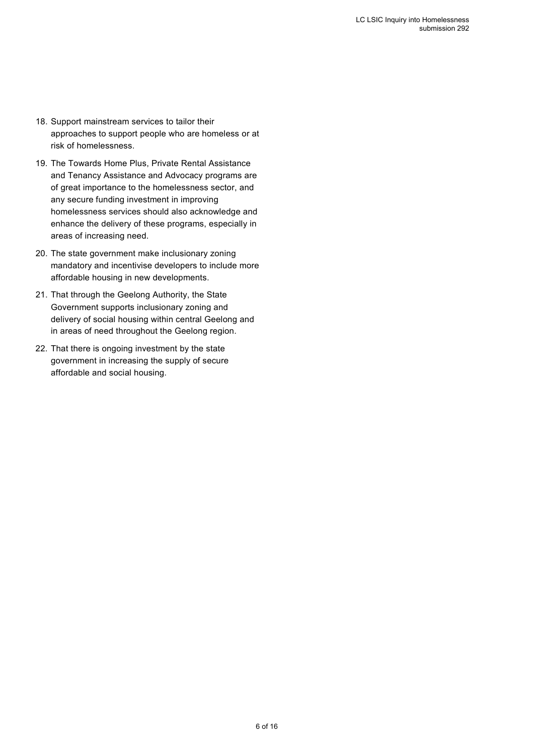18. Support mainstream services to tailor their approaches to support people who are homeless or at risk of homelessness.
19. The Towards Home Plus, Private Rental Assistance and Tenancy Assistance and Advocacy programs are of great importance to the homelessness sector, and any secure funding investment in improving homelessness services should also acknowledge and enhance the delivery of these programs, especially in areas of increasing need.
20. The state government make inclusionary zoning mandatory and incentivise developers to include more affordable housing in new developments.
21. That through the Geelong Authority, the State Government supports inclusionary zoning and delivery of social housing within central Geelong and in areas of need throughout the Geelong region.
22. That there is ongoing investment by the state government in increasing the supply of secure affordable and social housing.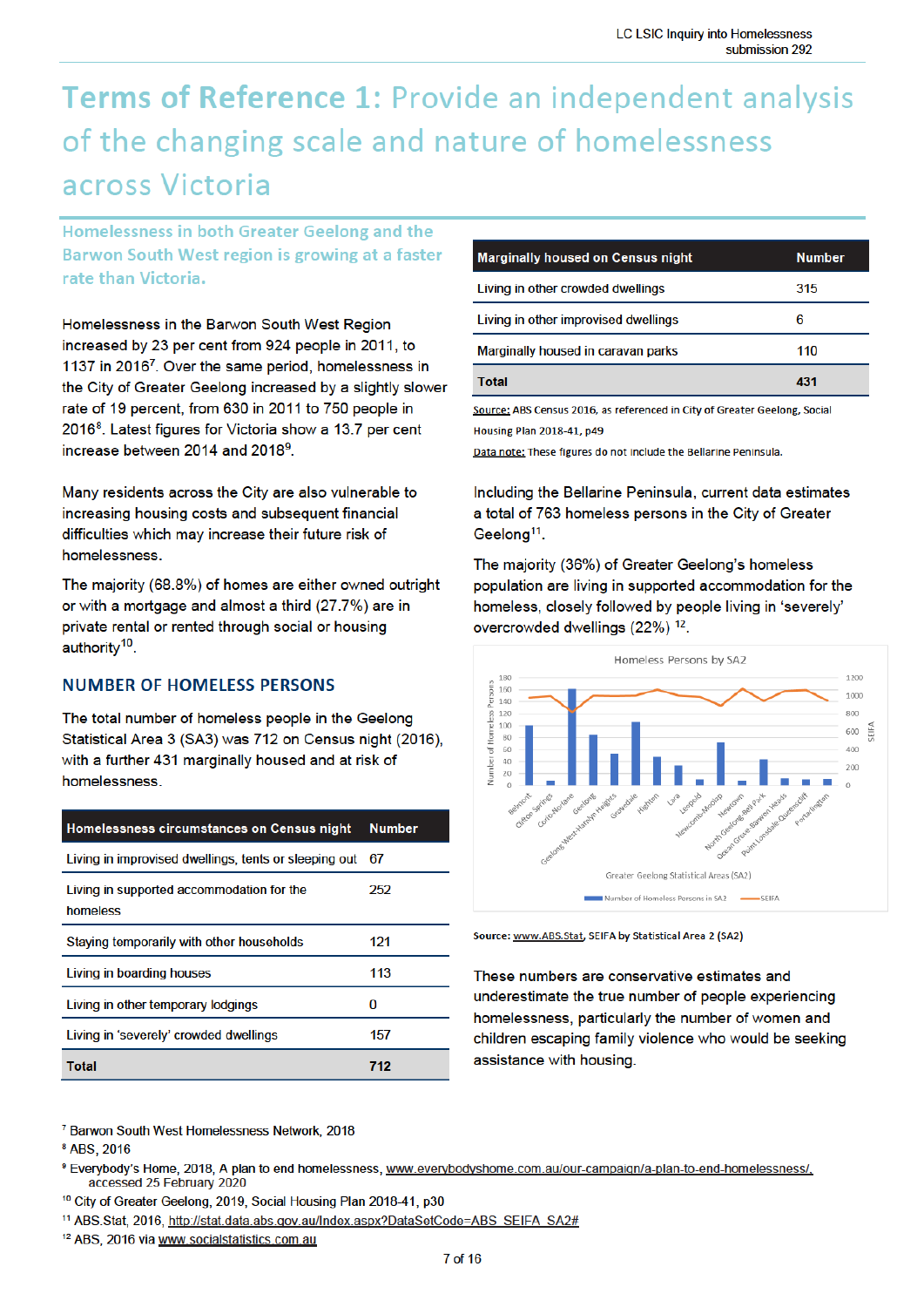# Terms of Reference 1: Provide an independent analysis of the changing scale and nature of homelessness across Victoria

## Homelessness in both Greater Geelong and the Barwon South West region is growing at a faster rate than Victoria.

Homelessness in the Barwon South West Region increased by 23 per cent from 924 people in 2011, to 1137 in 2016[7]. Over the same period, homelessness in the City of Greater Geelong increased by a slightly slower rate of 19 percent, from 630 in 2011 to 750 people in 2016[8]. Latest figures for Victoria show a 13.7 per cent increase between 2014 and 2018[9].

Many residents across the City are also vulnerable to increasing housing costs and subsequent financial difficulties which may increase their future risk of homelessness.

The majority (68.8%) of homes are either owned outright or with a mortgage and almost a third (27.7%) are in private rental or rented through social or housing authority[10].

## NUMBER OF HOMELESS PERSONS

The total number of homeless people in the Geelong Statistical Area 3 (SA3) was 712 on Census night (2016), with a further 431 marginally housed and at risk of homelessness.

| Homelessness circumstances on Census night | Number |
|---|---|
| Living in improvised dwellings, tents or sleeping out | 67 |
| Living in supported accommodation for the homeless | 252 |
| Staying temporarily with other households | 121 |
| Living in boarding houses | 113 |
| Living in other temporary lodgings | 0 |
| Living in 'severely' crowded dwellings | 157 |
| **Total** | **712** |

| Marginally housed on Census night | Number |
|---|---|
| Living in other crowded dwellings | 315 |
| Living in other improvised dwellings | 6 |
| Marginally housed in caravan parks | 110 |
| **Total** | **431** |

Source: ABS Census 2016, as referenced in City of Greater Geelong, Social Housing Plan 2018-41, p49

Data note: These figures do not include the Bellarine Peninsula.

Including the Bellarine Peninsula, current data estimates a total of 763 homeless persons in the City of Greater Geelong[11].

The majority (36%) of Greater Geelong's homeless population are living in supported accommodation for the homeless, closely followed by people living in 'severely' overcrowded dwellings (22%) [12].

Source: www.ABS.Stat, SEIFA by Statistical Area 2 (SA2)

These numbers are conservative estimates and underestimate the true number of people experiencing homelessness, particularly the number of women and children escaping family violence who would be seeking assistance with housing.

---

[7] Barwon South West Homelessness Network, 2018

[8] ABS, 2016

[9] Everybody's Home, 2018, A plan to end homelessness, www.everybodyshome.com.au/our-campaign/a-plan-to-end-homelessness/, accessed 25 February 2020

[10] City of Greater Geelong, 2019, Social Housing Plan 2018-41, p30

[11] ABS.Stat, 2016, http://stat.data.abs.gov.au/Index.aspx?DataSetCode=ABS_SEIFA_SA2#

[12] ABS, 2016 via www.socialstatistics.com.au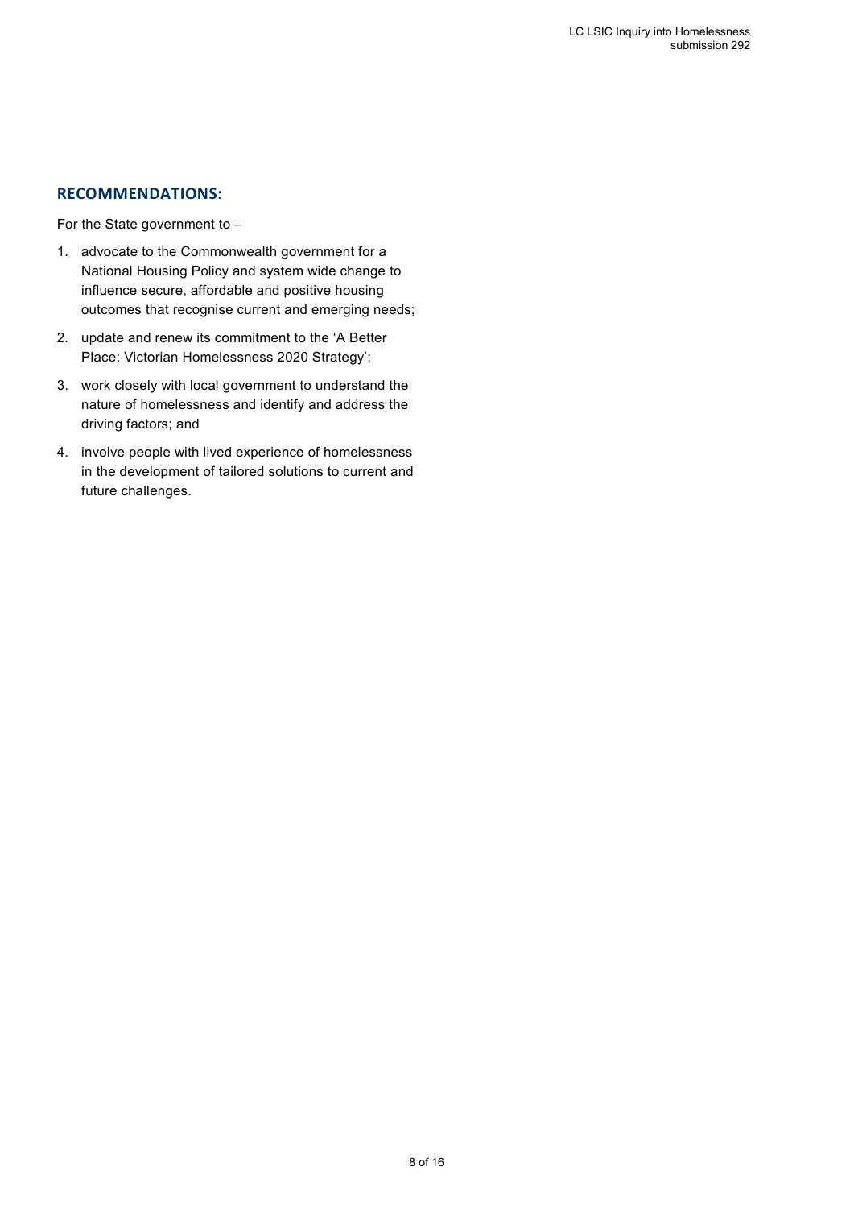## RECOMMENDATIONS:

For the State government to –

1. advocate to the Commonwealth government for a National Housing Policy and system wide change to influence secure, affordable and positive housing outcomes that recognise current and emerging needs;
2. update and renew its commitment to the 'A Better Place: Victorian Homelessness 2020 Strategy';
3. work closely with local government to understand the nature of homelessness and identify and address the driving factors; and
4. involve people with lived experience of homelessness in the development of tailored solutions to current and future challenges.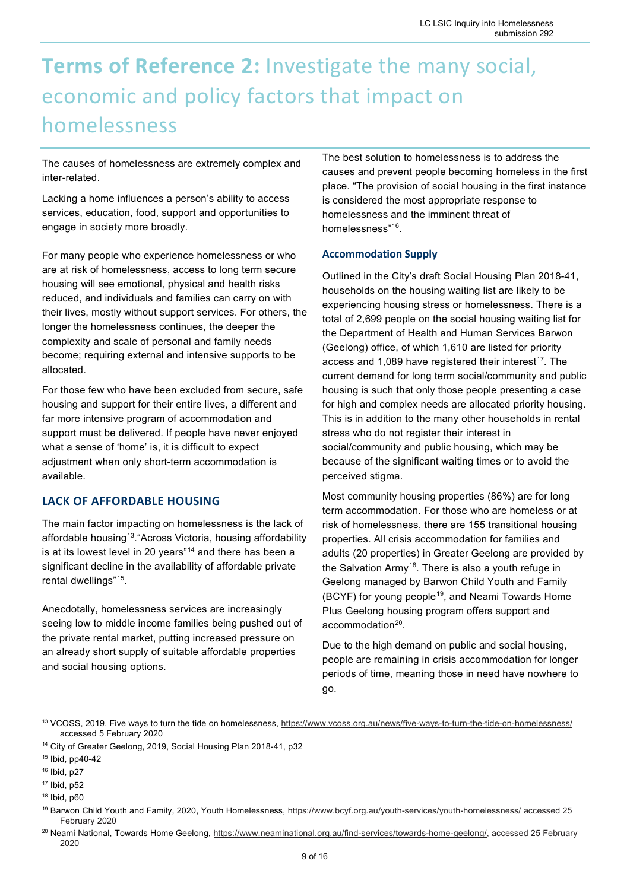# **Terms of Reference 2:** Investigate the many social, economic and policy factors that impact on homelessness

The causes of homelessness are extremely complex and inter-related.

Lacking a home influences a person's ability to access services, education, food, support and opportunities to engage in society more broadly.

For many people who experience homelessness or who are at risk of homelessness, access to long term secure housing will see emotional, physical and health risks reduced, and individuals and families can carry on with their lives, mostly without support services. For others, the longer the homelessness continues, the deeper the complexity and scale of personal and family needs become; requiring external and intensive supports to be allocated.

For those few who have been excluded from secure, safe housing and support for their entire lives, a different and far more intensive program of accommodation and support must be delivered. If people have never enjoyed what a sense of 'home' is, it is difficult to expect adjustment when only short-term accommodation is available.

## LACK OF AFFORDABLE HOUSING

The main factor impacting on homelessness is the lack of affordable housing[13]."Across Victoria, housing affordability is at its lowest level in 20 years"[14] and there has been a significant decline in the availability of affordable private rental dwellings"[15].

Anecdotally, homelessness services are increasingly seeing low to middle income families being pushed out of the private rental market, putting increased pressure on an already short supply of suitable affordable properties and social housing options.

The best solution to homelessness is to address the causes and prevent people becoming homeless in the first place. "The provision of social housing in the first instance is considered the most appropriate response to homelessness and the imminent threat of homelessness"[16].

### Accommodation Supply

Outlined in the City's draft Social Housing Plan 2018-41, households on the housing waiting list are likely to be experiencing housing stress or homelessness. There is a total of 2,699 people on the social housing waiting list for the Department of Health and Human Services Barwon (Geelong) office, of which 1,610 are listed for priority access and 1,089 have registered their interest[17]. The current demand for long term social/community and public housing is such that only those people presenting a case for high and complex needs are allocated priority housing. This is in addition to the many other households in rental stress who do not register their interest in social/community and public housing, which may be because of the significant waiting times or to avoid the perceived stigma.

Most community housing properties (86%) are for long term accommodation. For those who are homeless or at risk of homelessness, there are 155 transitional housing properties. All crisis accommodation for families and adults (20 properties) in Greater Geelong are provided by the Salvation Army[18]. There is also a youth refuge in Geelong managed by Barwon Child Youth and Family (BCYF) for young people[19], and Neami Towards Home Plus Geelong housing program offers support and accommodation[20].

Due to the high demand on public and social housing, people are remaining in crisis accommodation for longer periods of time, meaning those in need have nowhere to go.

[13] VCOSS, 2019, Five ways to turn the tide on homelessness, https://www.vcoss.org.au/news/five-ways-to-turn-the-tide-on-homelessness/ accessed 5 February 2020

[14] City of Greater Geelong, 2019, Social Housing Plan 2018-41, p32

[15] Ibid, pp40-42

[16] Ibid, p27

[17] Ibid, p52

[18] Ibid, p60

[19] Barwon Child Youth and Family, 2020, Youth Homelessness, https://www.bcyf.org.au/youth-services/youth-homelessness/ accessed 25 February 2020

[20] Neami National, Towards Home Geelong, https://www.neaminational.org.au/find-services/towards-home-geelong/, accessed 25 February 2020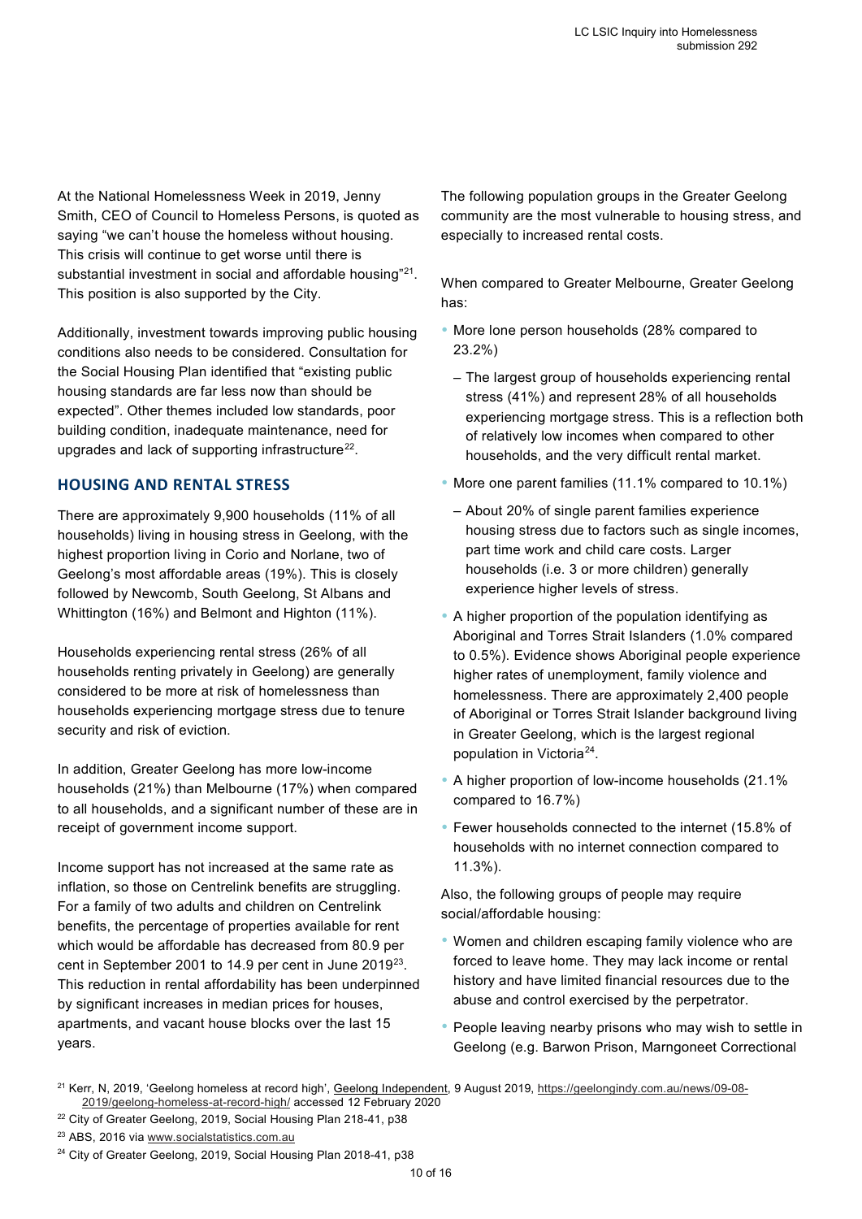At the National Homelessness Week in 2019, Jenny Smith, CEO of Council to Homeless Persons, is quoted as saying "we can't house the homeless without housing. This crisis will continue to get worse until there is substantial investment in social and affordable housing"[21]. This position is also supported by the City.

Additionally, investment towards improving public housing conditions also needs to be considered. Consultation for the Social Housing Plan identified that "existing public housing standards are far less now than should be expected". Other themes included low standards, poor building condition, inadequate maintenance, need for upgrades and lack of supporting infrastructure[22].

## HOUSING AND RENTAL STRESS

There are approximately 9,900 households (11% of all households) living in housing stress in Geelong, with the highest proportion living in Corio and Norlane, two of Geelong's most affordable areas (19%). This is closely followed by Newcomb, South Geelong, St Albans and Whittington (16%) and Belmont and Highton (11%).

Households experiencing rental stress (26% of all households renting privately in Geelong) are generally considered to be more at risk of homelessness than households experiencing mortgage stress due to tenure security and risk of eviction.

In addition, Greater Geelong has more low-income households (21%) than Melbourne (17%) when compared to all households, and a significant number of these are in receipt of government income support.

Income support has not increased at the same rate as inflation, so those on Centrelink benefits are struggling. For a family of two adults and children on Centrelink benefits, the percentage of properties available for rent which would be affordable has decreased from 80.9 per cent in September 2001 to 14.9 per cent in June 2019[23]. This reduction in rental affordability has been underpinned by significant increases in median prices for houses, apartments, and vacant house blocks over the last 15 years.

The following population groups in the Greater Geelong community are the most vulnerable to housing stress, and especially to increased rental costs.

When compared to Greater Melbourne, Greater Geelong has:

- More lone person households (28% compared to 23.2%)
  - The largest group of households experiencing rental stress (41%) and represent 28% of all households experiencing mortgage stress. This is a reflection both of relatively low incomes when compared to other households, and the very difficult rental market.
- More one parent families (11.1% compared to 10.1%)
  - About 20% of single parent families experience housing stress due to factors such as single incomes, part time work and child care costs. Larger households (i.e. 3 or more children) generally experience higher levels of stress.
- A higher proportion of the population identifying as Aboriginal and Torres Strait Islanders (1.0% compared to 0.5%). Evidence shows Aboriginal people experience higher rates of unemployment, family violence and homelessness. There are approximately 2,400 people of Aboriginal or Torres Strait Islander background living in Greater Geelong, which is the largest regional population in Victoria[24].
- A higher proportion of low-income households (21.1% compared to 16.7%)
- Fewer households connected to the internet (15.8% of households with no internet connection compared to 11.3%).

Also, the following groups of people may require social/affordable housing:

- Women and children escaping family violence who are forced to leave home. They may lack income or rental history and have limited financial resources due to the abuse and control exercised by the perpetrator.
- People leaving nearby prisons who may wish to settle in Geelong (e.g. Barwon Prison, Marngoneet Correctional

[21] Kerr, N, 2019, 'Geelong homeless at record high', Geelong Independent, 9 August 2019, https://geelongindy.com.au/news/09-08-2019/geelong-homeless-at-record-high/ accessed 12 February 2020

[22] City of Greater Geelong, 2019, Social Housing Plan 218-41, p38

[23] ABS, 2016 via www.socialstatistics.com.au

[24] City of Greater Geelong, 2019, Social Housing Plan 2018-41, p38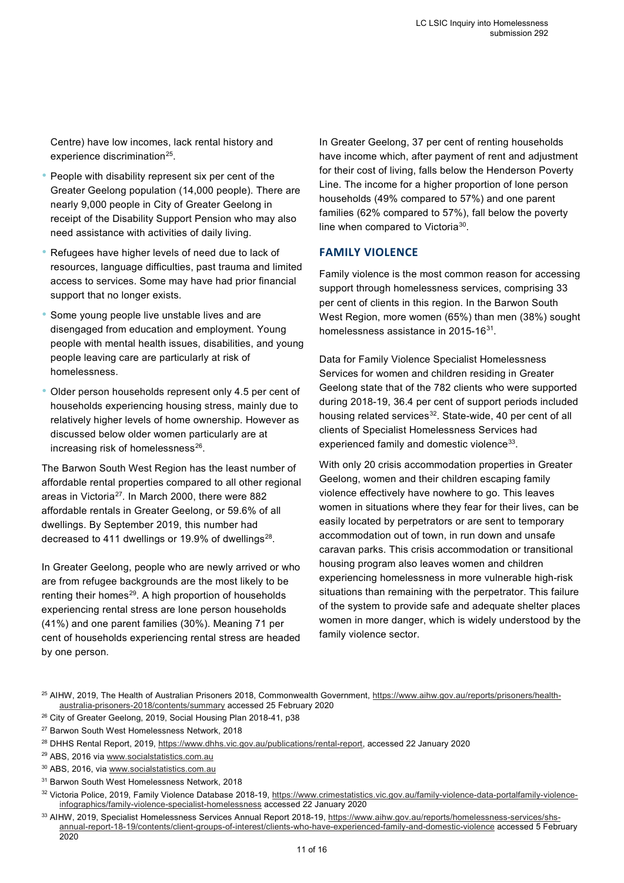Centre) have low incomes, lack rental history and experience discrimination[25].

- People with disability represent six per cent of the Greater Geelong population (14,000 people). There are nearly 9,000 people in City of Greater Geelong in receipt of the Disability Support Pension who may also need assistance with activities of daily living.
- Refugees have higher levels of need due to lack of resources, language difficulties, past trauma and limited access to services. Some may have had prior financial support that no longer exists.
- Some young people live unstable lives and are disengaged from education and employment. Young people with mental health issues, disabilities, and young people leaving care are particularly at risk of homelessness.
- Older person households represent only 4.5 per cent of households experiencing housing stress, mainly due to relatively higher levels of home ownership. However as discussed below older women particularly are at increasing risk of homelessness[26].

The Barwon South West Region has the least number of affordable rental properties compared to all other regional areas in Victoria[27]. In March 2000, there were 882 affordable rentals in Greater Geelong, or 59.6% of all dwellings. By September 2019, this number had decreased to 411 dwellings or 19.9% of dwellings[28].

In Greater Geelong, people who are newly arrived or who are from refugee backgrounds are the most likely to be renting their homes[29]. A high proportion of households experiencing rental stress are lone person households (41%) and one parent families (30%). Meaning 71 per cent of households experiencing rental stress are headed by one person.

In Greater Geelong, 37 per cent of renting households have income which, after payment of rent and adjustment for their cost of living, falls below the Henderson Poverty Line. The income for a higher proportion of lone person households (49% compared to 57%) and one parent families (62% compared to 57%), fall below the poverty line when compared to Victoria[30].

## FAMILY VIOLENCE

Family violence is the most common reason for accessing support through homelessness services, comprising 33 per cent of clients in this region. In the Barwon South West Region, more women (65%) than men (38%) sought homelessness assistance in 2015-16[31].

Data for Family Violence Specialist Homelessness Services for women and children residing in Greater Geelong state that of the 782 clients who were supported during 2018-19, 36.4 per cent of support periods included housing related services[32]. State-wide, 40 per cent of all clients of Specialist Homelessness Services had experienced family and domestic violence[33].

With only 20 crisis accommodation properties in Greater Geelong, women and their children escaping family violence effectively have nowhere to go. This leaves women in situations where they fear for their lives, can be easily located by perpetrators or are sent to temporary accommodation out of town, in run down and unsafe caravan parks. This crisis accommodation or transitional housing program also leaves women and children experiencing homelessness in more vulnerable high-risk situations than remaining with the perpetrator. This failure of the system to provide safe and adequate shelter places women in more danger, which is widely understood by the family violence sector.

[25] AIHW, 2019, The Health of Australian Prisoners 2018, Commonwealth Government, https://www.aihw.gov.au/reports/prisoners/health-australia-prisoners-2018/contents/summary accessed 25 February 2020

[26] City of Greater Geelong, 2019, Social Housing Plan 2018-41, p38

[27] Barwon South West Homelessness Network, 2018

[28] DHHS Rental Report, 2019, https://www.dhhs.vic.gov.au/publications/rental-report, accessed 22 January 2020

[29] ABS, 2016 via www.socialstatistics.com.au

[30] ABS, 2016, via www.socialstatistics.com.au

[31] Barwon South West Homelessness Network, 2018

[32] Victoria Police, 2019, Family Violence Database 2018-19, https://www.crimestatistics.vic.gov.au/family-violence-data-portalfamily-violence-infographics/family-violence-specialist-homelessness accessed 22 January 2020

[33] AIHW, 2019, Specialist Homelessness Services Annual Report 2018-19, https://www.aihw.gov.au/reports/homelessness-services/shs-annual-report-18-19/contents/client-groups-of-interest/clients-who-have-experienced-family-and-domestic-violence accessed 5 February 2020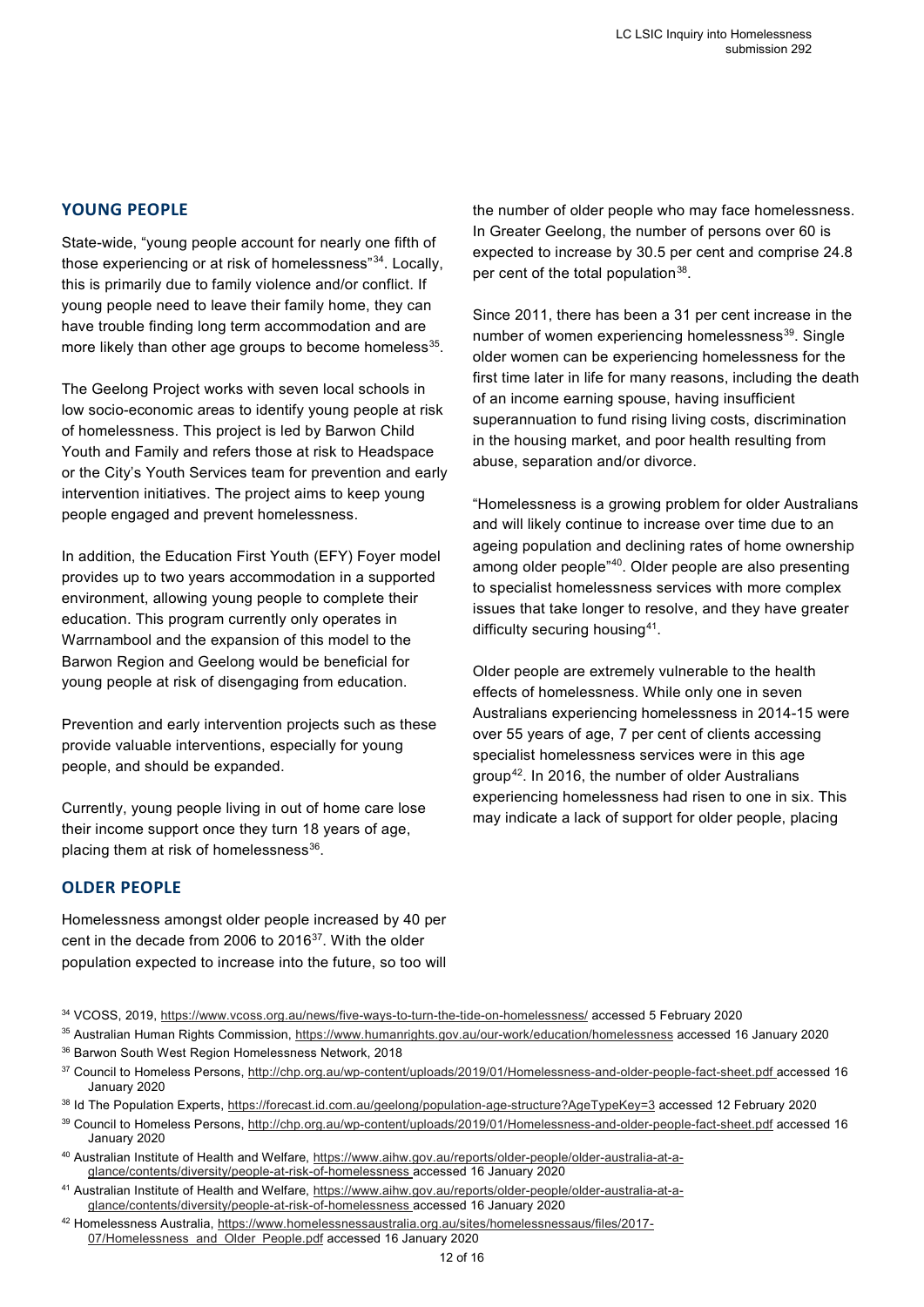## YOUNG PEOPLE

State-wide, "young people account for nearly one fifth of those experiencing or at risk of homelessness"[34]. Locally, this is primarily due to family violence and/or conflict. If young people need to leave their family home, they can have trouble finding long term accommodation and are more likely than other age groups to become homeless[35].

The Geelong Project works with seven local schools in low socio-economic areas to identify young people at risk of homelessness. This project is led by Barwon Child Youth and Family and refers those at risk to Headspace or the City's Youth Services team for prevention and early intervention initiatives. The project aims to keep young people engaged and prevent homelessness.

In addition, the Education First Youth (EFY) Foyer model provides up to two years accommodation in a supported environment, allowing young people to complete their education. This program currently only operates in Warrnambool and the expansion of this model to the Barwon Region and Geelong would be beneficial for young people at risk of disengaging from education.

Prevention and early intervention projects such as these provide valuable interventions, especially for young people, and should be expanded.

Currently, young people living in out of home care lose their income support once they turn 18 years of age, placing them at risk of homelessness[36].

## OLDER PEOPLE

Homelessness amongst older people increased by 40 per cent in the decade from 2006 to 2016[37]. With the older population expected to increase into the future, so too will the number of older people who may face homelessness. In Greater Geelong, the number of persons over 60 is expected to increase by 30.5 per cent and comprise 24.8 per cent of the total population[38].

Since 2011, there has been a 31 per cent increase in the number of women experiencing homelessness[39]. Single older women can be experiencing homelessness for the first time later in life for many reasons, including the death of an income earning spouse, having insufficient superannuation to fund rising living costs, discrimination in the housing market, and poor health resulting from abuse, separation and/or divorce.

"Homelessness is a growing problem for older Australians and will likely continue to increase over time due to an ageing population and declining rates of home ownership among older people"[40]. Older people are also presenting to specialist homelessness services with more complex issues that take longer to resolve, and they have greater difficulty securing housing[41].

Older people are extremely vulnerable to the health effects of homelessness. While only one in seven Australians experiencing homelessness in 2014-15 were over 55 years of age, 7 per cent of clients accessing specialist homelessness services were in this age group[42]. In 2016, the number of older Australians experiencing homelessness had risen to one in six. This may indicate a lack of support for older people, placing

---

[34] VCOSS, 2019, https://www.vcoss.org.au/news/five-ways-to-turn-the-tide-on-homelessness/ accessed 5 February 2020

[35] Australian Human Rights Commission, https://www.humanrights.gov.au/our-work/education/homelessness accessed 16 January 2020

[36] Barwon South West Region Homelessness Network, 2018

[37] Council to Homeless Persons, http://chp.org.au/wp-content/uploads/2019/01/Homelessness-and-older-people-fact-sheet.pdf accessed 16 January 2020

[38] Id The Population Experts, https://forecast.id.com.au/geelong/population-age-structure?AgeTypeKey=3 accessed 12 February 2020

[39] Council to Homeless Persons, http://chp.org.au/wp-content/uploads/2019/01/Homelessness-and-older-people-fact-sheet.pdf accessed 16 January 2020

[40] Australian Institute of Health and Welfare, https://www.aihw.gov.au/reports/older-people/older-australia-at-a-glance/contents/diversity/people-at-risk-of-homelessness accessed 16 January 2020

[41] Australian Institute of Health and Welfare, https://www.aihw.gov.au/reports/older-people/older-australia-at-a-glance/contents/diversity/people-at-risk-of-homelessness accessed 16 January 2020

[42] Homelessness Australia, https://www.homelessnessaustralia.org.au/sites/homelessnessaus/files/2017-07/Homelessness_and_Older_People.pdf accessed 16 January 2020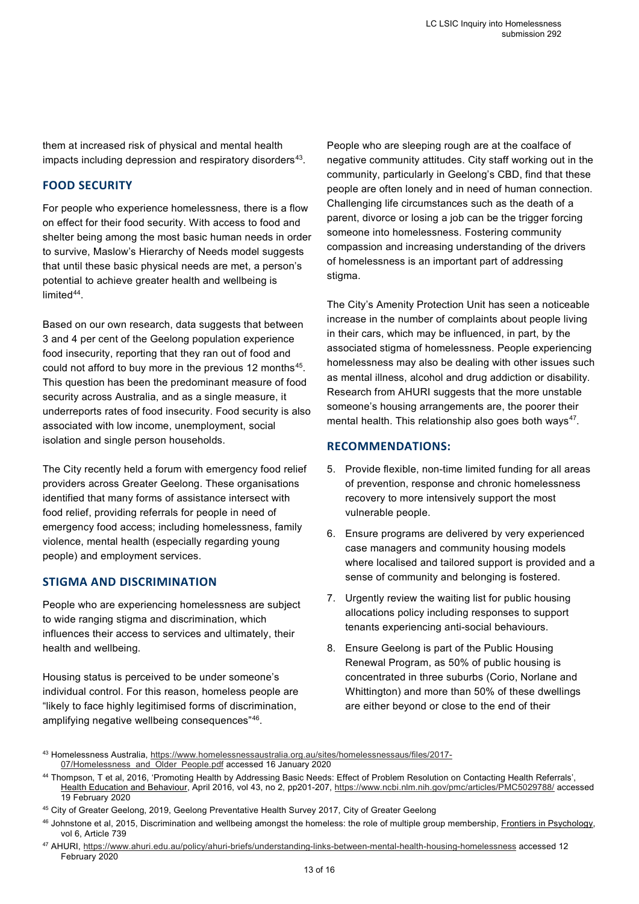them at increased risk of physical and mental health impacts including depression and respiratory disorders[43].

## FOOD SECURITY

For people who experience homelessness, there is a flow on effect for their food security. With access to food and shelter being among the most basic human needs in order to survive, Maslow's Hierarchy of Needs model suggests that until these basic physical needs are met, a person's potential to achieve greater health and wellbeing is limited[44].

Based on our own research, data suggests that between 3 and 4 per cent of the Geelong population experience food insecurity, reporting that they ran out of food and could not afford to buy more in the previous 12 months[45]. This question has been the predominant measure of food security across Australia, and as a single measure, it underreports rates of food insecurity. Food security is also associated with low income, unemployment, social isolation and single person households.

The City recently held a forum with emergency food relief providers across Greater Geelong. These organisations identified that many forms of assistance intersect with food relief, providing referrals for people in need of emergency food access; including homelessness, family violence, mental health (especially regarding young people) and employment services.

## STIGMA AND DISCRIMINATION

People who are experiencing homelessness are subject to wide ranging stigma and discrimination, which influences their access to services and ultimately, their health and wellbeing.

Housing status is perceived to be under someone's individual control. For this reason, homeless people are "likely to face highly legitimised forms of discrimination, amplifying negative wellbeing consequences"[46].

People who are sleeping rough are at the coalface of negative community attitudes. City staff working out in the community, particularly in Geelong's CBD, find that these people are often lonely and in need of human connection. Challenging life circumstances such as the death of a parent, divorce or losing a job can be the trigger forcing someone into homelessness. Fostering community compassion and increasing understanding of the drivers of homelessness is an important part of addressing stigma.

The City's Amenity Protection Unit has seen a noticeable increase in the number of complaints about people living in their cars, which may be influenced, in part, by the associated stigma of homelessness. People experiencing homelessness may also be dealing with other issues such as mental illness, alcohol and drug addiction or disability. Research from AHURI suggests that the more unstable someone's housing arrangements are, the poorer their mental health. This relationship also goes both ways[47].

## RECOMMENDATIONS:

5. Provide flexible, non-time limited funding for all areas of prevention, response and chronic homelessness recovery to more intensively support the most vulnerable people.
6. Ensure programs are delivered by very experienced case managers and community housing models where localised and tailored support is provided and a sense of community and belonging is fostered.
7. Urgently review the waiting list for public housing allocations policy including responses to support tenants experiencing anti-social behaviours.
8. Ensure Geelong is part of the Public Housing Renewal Program, as 50% of public housing is concentrated in three suburbs (Corio, Norlane and Whittington) and more than 50% of these dwellings are either beyond or close to the end of their

---

[43] Homelessness Australia, https://www.homelessnessaustralia.org.au/sites/homelessnessaus/files/2017-07/Homelessness_and_Older_People.pdf accessed 16 January 2020

[44] Thompson, T et al, 2016, 'Promoting Health by Addressing Basic Needs: Effect of Problem Resolution on Contacting Health Referrals', Health Education and Behaviour, April 2016, vol 43, no 2, pp201-207, https://www.ncbi.nlm.nih.gov/pmc/articles/PMC5029788/ accessed 19 February 2020

[45] City of Greater Geelong, 2019, Geelong Preventative Health Survey 2017, City of Greater Geelong

[46] Johnstone et al, 2015, Discrimination and wellbeing amongst the homeless: the role of multiple group membership, Frontiers in Psychology, vol 6, Article 739

[47] AHURI, https://www.ahuri.edu.au/policy/ahuri-briefs/understanding-links-between-mental-health-housing-homelessness accessed 12 February 2020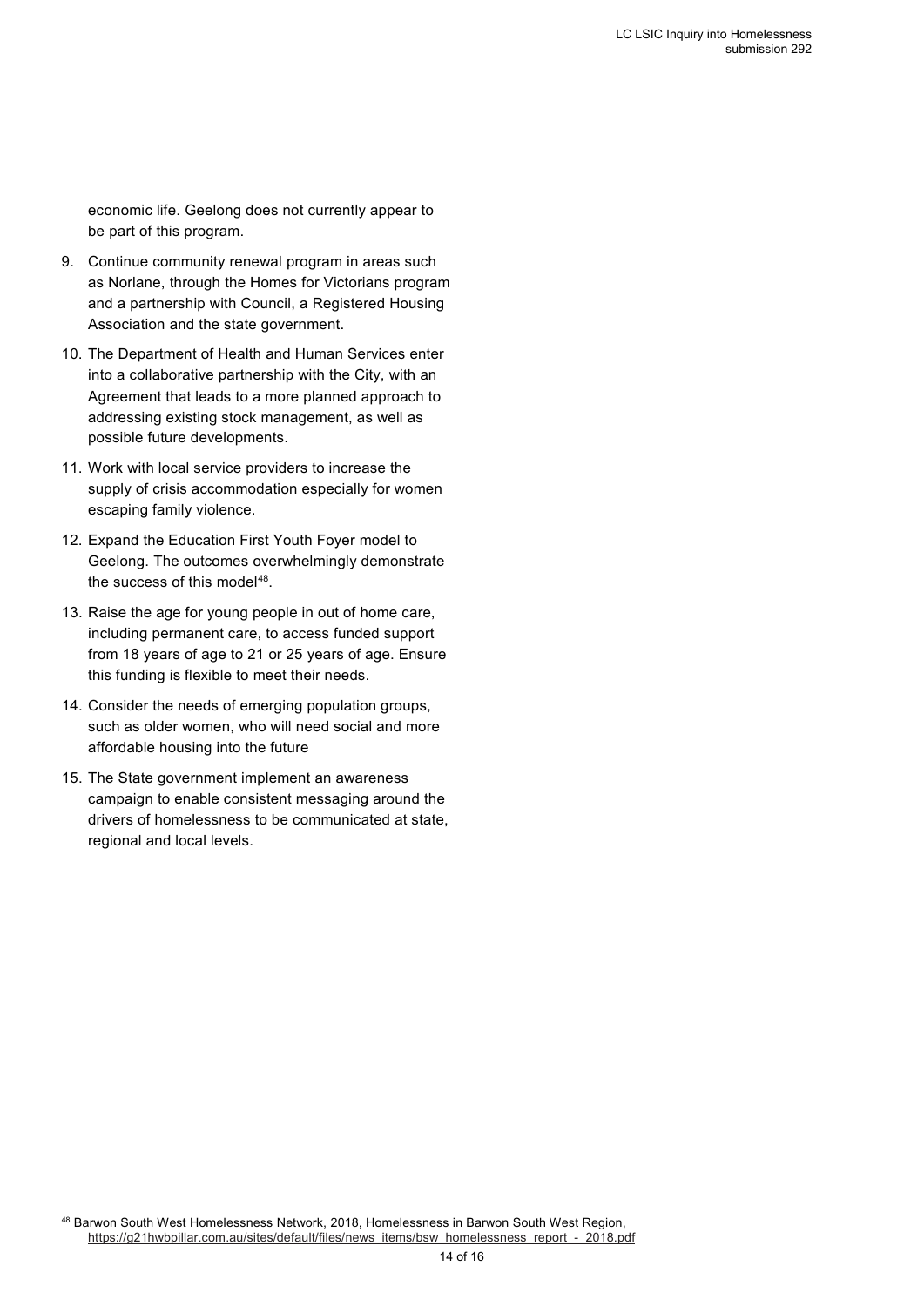economic life. Geelong does not currently appear to be part of this program.

9. Continue community renewal program in areas such as Norlane, through the Homes for Victorians program and a partnership with Council, a Registered Housing Association and the state government.
10. The Department of Health and Human Services enter into a collaborative partnership with the City, with an Agreement that leads to a more planned approach to addressing existing stock management, as well as possible future developments.
11. Work with local service providers to increase the supply of crisis accommodation especially for women escaping family violence.
12. Expand the Education First Youth Foyer model to Geelong. The outcomes overwhelmingly demonstrate the success of this model[48].
13. Raise the age for young people in out of home care, including permanent care, to access funded support from 18 years of age to 21 or 25 years of age. Ensure this funding is flexible to meet their needs.
14. Consider the needs of emerging population groups, such as older women, who will need social and more affordable housing into the future
15. The State government implement an awareness campaign to enable consistent messaging around the drivers of homelessness to be communicated at state, regional and local levels.

[48] Barwon South West Homelessness Network, 2018, Homelessness in Barwon South West Region, https://g21hwbpillar.com.au/sites/default/files/news_items/bsw_homelessness_report_-_2018.pdf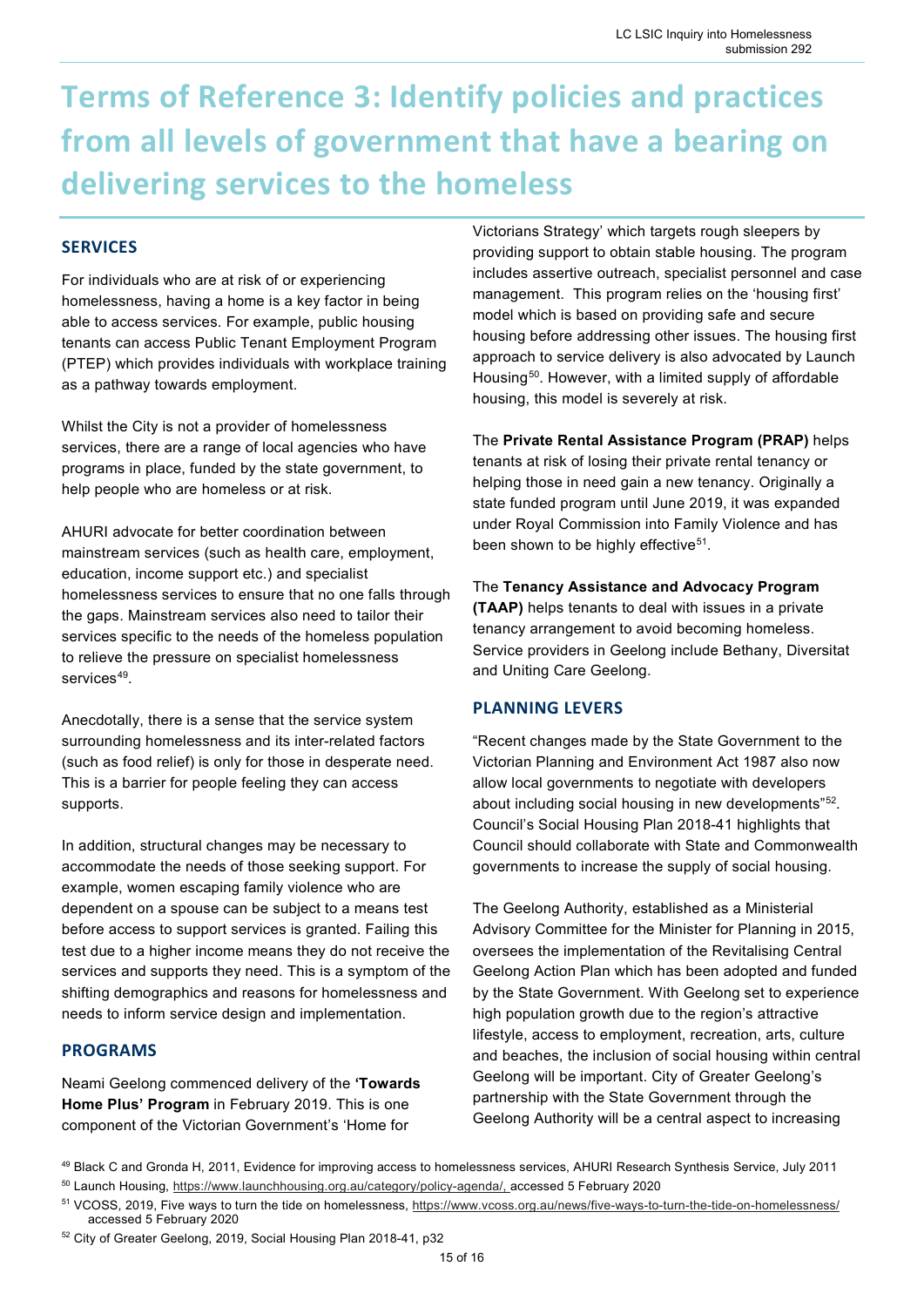# Terms of Reference 3: Identify policies and practices from all levels of government that have a bearing on delivering services to the homeless

## SERVICES

For individuals who are at risk of or experiencing homelessness, having a home is a key factor in being able to access services. For example, public housing tenants can access Public Tenant Employment Program (PTEP) which provides individuals with workplace training as a pathway towards employment.

Whilst the City is not a provider of homelessness services, there are a range of local agencies who have programs in place, funded by the state government, to help people who are homeless or at risk.

AHURI advocate for better coordination between mainstream services (such as health care, employment, education, income support etc.) and specialist homelessness services to ensure that no one falls through the gaps. Mainstream services also need to tailor their services specific to the needs of the homeless population to relieve the pressure on specialist homelessness services[49].

Anecdotally, there is a sense that the service system surrounding homelessness and its inter-related factors (such as food relief) is only for those in desperate need. This is a barrier for people feeling they can access supports.

In addition, structural changes may be necessary to accommodate the needs of those seeking support. For example, women escaping family violence who are dependent on a spouse can be subject to a means test before access to support services is granted. Failing this test due to a higher income means they do not receive the services and supports they need. This is a symptom of the shifting demographics and reasons for homelessness and needs to inform service design and implementation.

## PROGRAMS

Neami Geelong commenced delivery of the **'Towards Home Plus' Program** in February 2019. This is one component of the Victorian Government's 'Home for Victorians Strategy' which targets rough sleepers by providing support to obtain stable housing. The program includes assertive outreach, specialist personnel and case management. This program relies on the 'housing first' model which is based on providing safe and secure housing before addressing other issues. The housing first approach to service delivery is also advocated by Launch Housing[50]. However, with a limited supply of affordable housing, this model is severely at risk.

The **Private Rental Assistance Program (PRAP)** helps tenants at risk of losing their private rental tenancy or helping those in need gain a new tenancy. Originally a state funded program until June 2019, it was expanded under Royal Commission into Family Violence and has been shown to be highly effective[51].

The **Tenancy Assistance and Advocacy Program (TAAP)** helps tenants to deal with issues in a private tenancy arrangement to avoid becoming homeless. Service providers in Geelong include Bethany, Diversitat and Uniting Care Geelong.

## PLANNING LEVERS

"Recent changes made by the State Government to the Victorian Planning and Environment Act 1987 also now allow local governments to negotiate with developers about including social housing in new developments"[52]. Council's Social Housing Plan 2018-41 highlights that Council should collaborate with State and Commonwealth governments to increase the supply of social housing.

The Geelong Authority, established as a Ministerial Advisory Committee for the Minister for Planning in 2015, oversees the implementation of the Revitalising Central Geelong Action Plan which has been adopted and funded by the State Government. With Geelong set to experience high population growth due to the region's attractive lifestyle, access to employment, recreation, arts, culture and beaches, the inclusion of social housing within central Geelong will be important. City of Greater Geelong's partnership with the State Government through the Geelong Authority will be a central aspect to increasing

---

[49] Black C and Gronda H, 2011, Evidence for improving access to homelessness services, AHURI Research Synthesis Service, July 2011

[50] Launch Housing, https://www.launchhousing.org.au/category/policy-agenda/, accessed 5 February 2020

[51] VCOSS, 2019, Five ways to turn the tide on homelessness, https://www.vcoss.org.au/news/five-ways-to-turn-the-tide-on-homelessness/ accessed 5 February 2020

[52] City of Greater Geelong, 2019, Social Housing Plan 2018-41, p32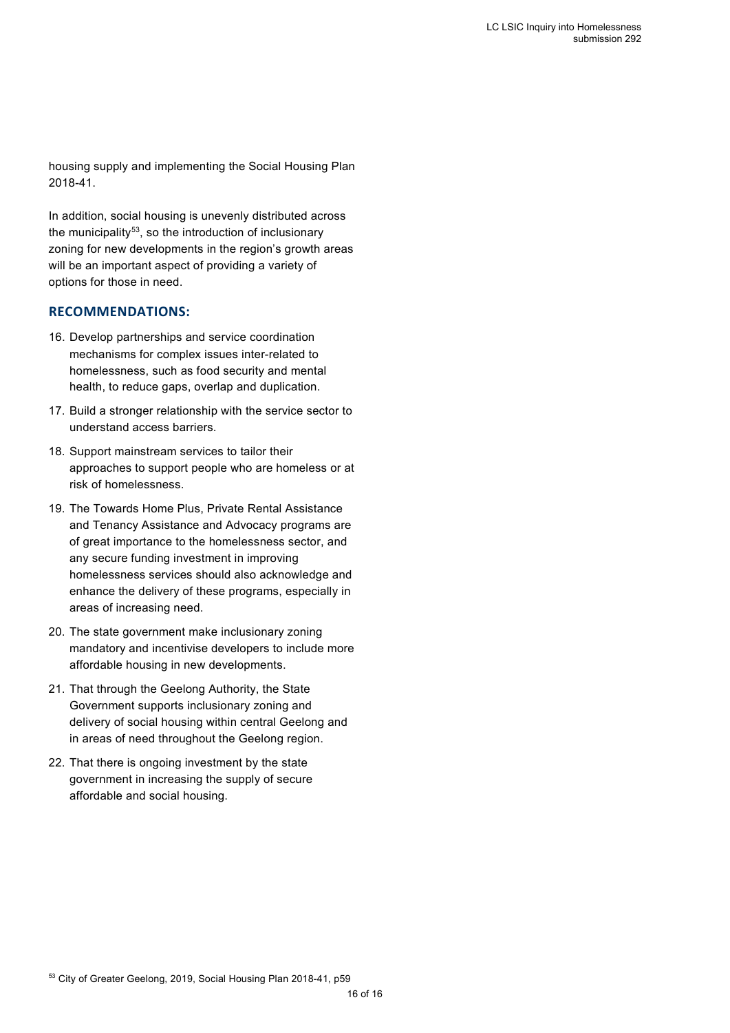housing supply and implementing the Social Housing Plan 2018-41.

In addition, social housing is unevenly distributed across the municipality[53], so the introduction of inclusionary zoning for new developments in the region's growth areas will be an important aspect of providing a variety of options for those in need.

## RECOMMENDATIONS:

16. Develop partnerships and service coordination mechanisms for complex issues inter-related to homelessness, such as food security and mental health, to reduce gaps, overlap and duplication.
17. Build a stronger relationship with the service sector to understand access barriers.
18. Support mainstream services to tailor their approaches to support people who are homeless or at risk of homelessness.
19. The Towards Home Plus, Private Rental Assistance and Tenancy Assistance and Advocacy programs are of great importance to the homelessness sector, and any secure funding investment in improving homelessness services should also acknowledge and enhance the delivery of these programs, especially in areas of increasing need.
20. The state government make inclusionary zoning mandatory and incentivise developers to include more affordable housing in new developments.
21. That through the Geelong Authority, the State Government supports inclusionary zoning and delivery of social housing within central Geelong and in areas of need throughout the Geelong region.
22. That there is ongoing investment by the state government in increasing the supply of secure affordable and social housing.

[53] City of Greater Geelong, 2019, Social Housing Plan 2018-41, p59